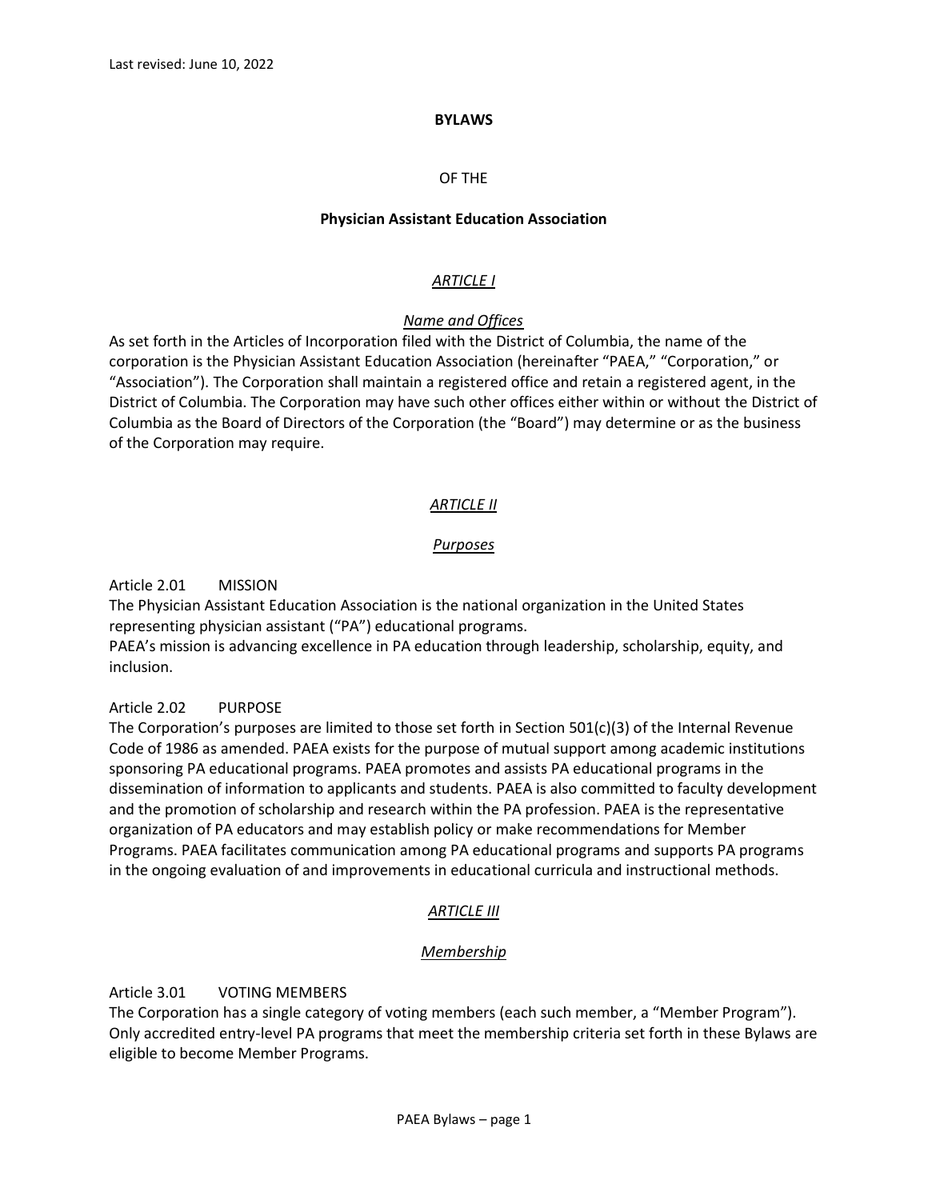Last revised: June 10, 2022

# BYLAWS

OF THE

**Physician Assistant Education Association**

## *ARTICLE I*

### *Name and Offices*

As set forth in the Articles of Incorporation filed with the District of Columbia, the name of the corporation is the Physician Assistant Education Association (hereinafter "PAEA," "Corporation," or "Association"). The Corporation shall maintain a registered office and retain a registered agent, in the District of Columbia. The Corporation may have such other offices either within or without the District of Columbia as the Board of Directors of the Corporation (the "Board") may determine or as the business of the Corporation may require.

## *ARTICLE II*

### *Purposes*

Article 2.01 MISSION

The Physician Assistant Education Association is the national organization in the United States representing physician assistant ("PA") educational programs.

PAEA's mission is advancing excellence in PA education through leadership, scholarship, equity, and inclusion.

Article 2.02 PURPOSE

The Corporation's purposes are limited to those set forth in Section 501(c)(3) of the Internal Revenue Code of 1986 as amended. PAEA exists for the purpose of mutual support among academic institutions sponsoring PA educational programs. PAEA promotes and assists PA educational programs in the dissemination of information to applicants and students. PAEA is also committed to faculty development and the promotion of scholarship and research within the PA profession. PAEA is the representative organization of PA educators and may establish policy or make recommendations for Member Programs. PAEA facilitates communication among PA educational programs and supports PA programs in the ongoing evaluation of and improvements in educational curricula and instructional methods.

## *ARTICLE III*

### *Membership*

Article 3.01 VOTING MEMBERS

The Corporation has a single category of voting members (each such member, a "Member Program"). Only accredited entry-level PA programs that meet the membership criteria set forth in these Bylaws are eligible to become Member Programs.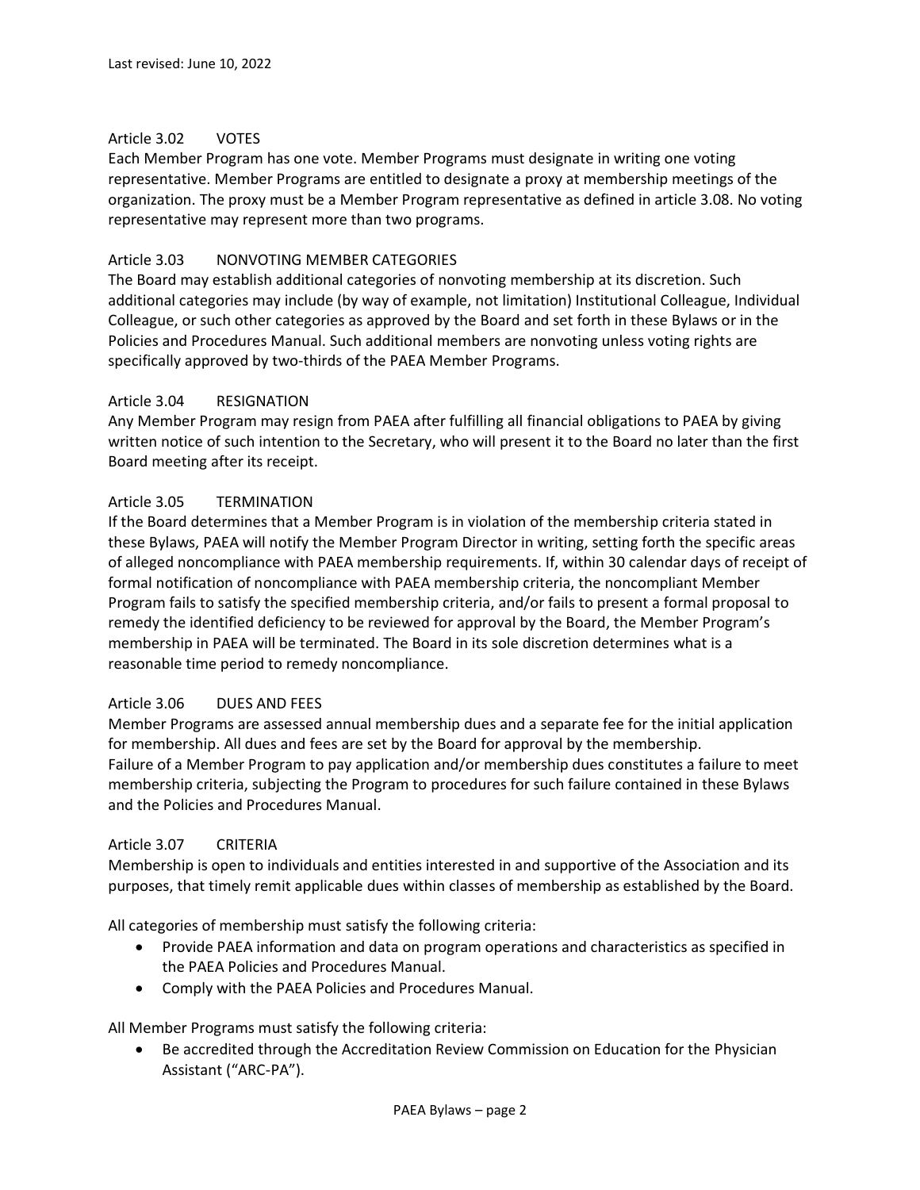Last revised: June 10, 2022

### Article 3.02 VOTES

Each Member Program has one vote. Member Programs must designate in writing one voting representative. Member Programs are entitled to designate a proxy at membership meetings of the organization. The proxy must be a Member Program representative as defined in article 3.08. No voting representative may represent more than two programs.

### Article 3.03 NONVOTING MEMBER CATEGORIES

The Board may establish additional categories of nonvoting membership at its discretion. Such additional categories may include (by way of example, not limitation) Institutional Colleague, Individual Colleague, or such other categories as approved by the Board and set forth in these Bylaws or in the Policies and Procedures Manual. Such additional members are nonvoting unless voting rights are specifically approved by two-thirds of the PAEA Member Programs.

### Article 3.04 RESIGNATION

Any Member Program may resign from PAEA after fulfilling all financial obligations to PAEA by giving written notice of such intention to the Secretary, who will present it to the Board no later than the first Board meeting after its receipt.

### Article 3.05 TERMINATION

If the Board determines that a Member Program is in violation of the membership criteria stated in these Bylaws, PAEA will notify the Member Program Director in writing, setting forth the specific areas of alleged noncompliance with PAEA membership requirements. If, within 30 calendar days of receipt of formal notification of noncompliance with PAEA membership criteria, the noncompliant Member Program fails to satisfy the specified membership criteria, and/or fails to present a formal proposal to remedy the identified deficiency to be reviewed for approval by the Board, the Member Program's membership in PAEA will be terminated. The Board in its sole discretion determines what is a reasonable time period to remedy noncompliance.

### Article 3.06 DUES AND FEES

Member Programs are assessed annual membership dues and a separate fee for the initial application for membership. All dues and fees are set by the Board for approval by the membership.
Failure of a Member Program to pay application and/or membership dues constitutes a failure to meet membership criteria, subjecting the Program to procedures for such failure contained in these Bylaws and the Policies and Procedures Manual.

### Article 3.07 CRITERIA

Membership is open to individuals and entities interested in and supportive of the Association and its purposes, that timely remit applicable dues within classes of membership as established by the Board.

All categories of membership must satisfy the following criteria:

- Provide PAEA information and data on program operations and characteristics as specified in the PAEA Policies and Procedures Manual.
- Comply with the PAEA Policies and Procedures Manual.

All Member Programs must satisfy the following criteria:

- Be accredited through the Accreditation Review Commission on Education for the Physician Assistant ("ARC-PA").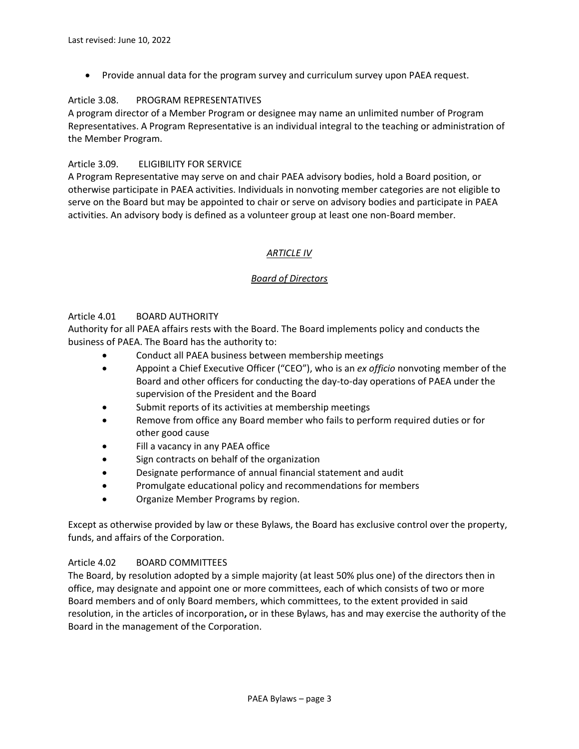- Provide annual data for the program survey and curriculum survey upon PAEA request.

Article 3.08. PROGRAM REPRESENTATIVES

A program director of a Member Program or designee may name an unlimited number of Program Representatives. A Program Representative is an individual integral to the teaching or administration of the Member Program.

Article 3.09. ELIGIBILITY FOR SERVICE

A Program Representative may serve on and chair PAEA advisory bodies, hold a Board position, or otherwise participate in PAEA activities. Individuals in nonvoting member categories are not eligible to serve on the Board but may be appointed to chair or serve on advisory bodies and participate in PAEA activities. An advisory body is defined as a volunteer group at least one non-Board member.

## *ARTICLE IV*

## *Board of Directors*

Article 4.01 BOARD AUTHORITY

Authority for all PAEA affairs rests with the Board. The Board implements policy and conducts the business of PAEA. The Board has the authority to:

- Conduct all PAEA business between membership meetings
- Appoint a Chief Executive Officer ("CEO"), who is an *ex officio* nonvoting member of the Board and other officers for conducting the day-to-day operations of PAEA under the supervision of the President and the Board
- Submit reports of its activities at membership meetings
- Remove from office any Board member who fails to perform required duties or for other good cause
- Fill a vacancy in any PAEA office
- Sign contracts on behalf of the organization
- Designate performance of annual financial statement and audit
- Promulgate educational policy and recommendations for members
- Organize Member Programs by region.

Except as otherwise provided by law or these Bylaws, the Board has exclusive control over the property, funds, and affairs of the Corporation.

Article 4.02 BOARD COMMITTEES

The Board, by resolution adopted by a simple majority (at least 50% plus one) of the directors then in office, may designate and appoint one or more committees, each of which consists of two or more Board members and of only Board members, which committees, to the extent provided in said resolution, in the articles of incorporation**,** or in these Bylaws, has and may exercise the authority of the Board in the management of the Corporation.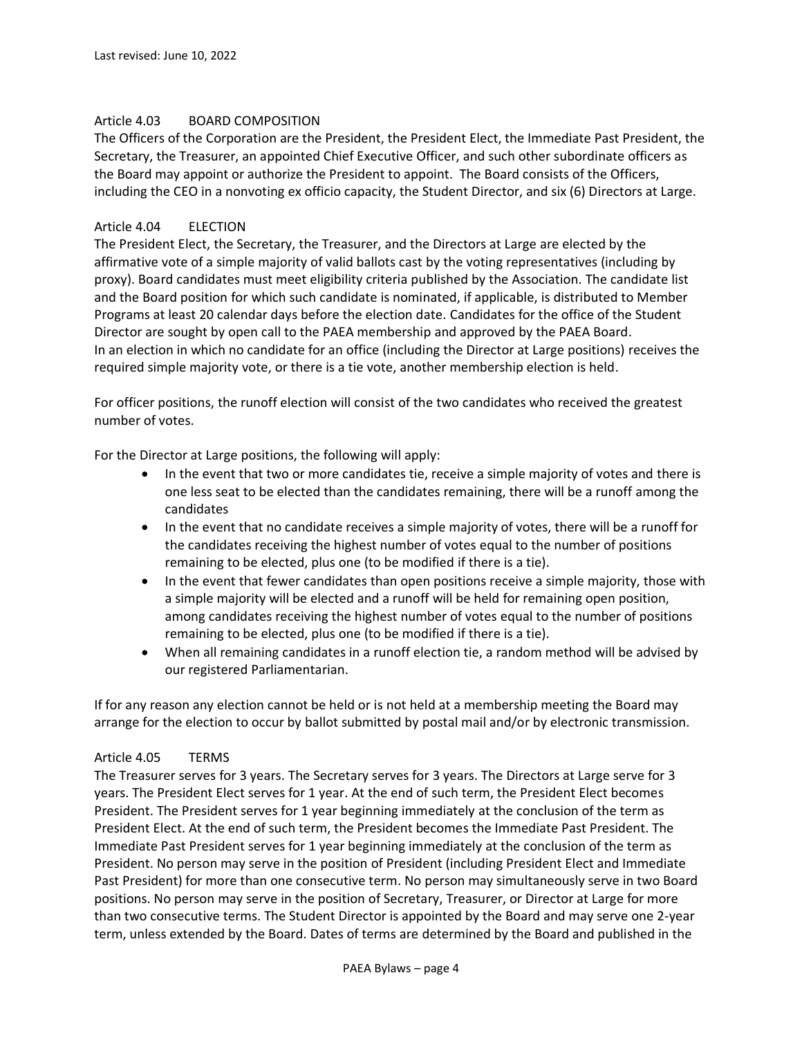## Article 4.03 BOARD COMPOSITION

The Officers of the Corporation are the President, the President Elect, the Immediate Past President, the Secretary, the Treasurer, an appointed Chief Executive Officer, and such other subordinate officers as the Board may appoint or authorize the President to appoint. The Board consists of the Officers, including the CEO in a nonvoting ex officio capacity, the Student Director, and six (6) Directors at Large.

## Article 4.04 ELECTION

The President Elect, the Secretary, the Treasurer, and the Directors at Large are elected by the affirmative vote of a simple majority of valid ballots cast by the voting representatives (including by proxy). Board candidates must meet eligibility criteria published by the Association. The candidate list and the Board position for which such candidate is nominated, if applicable, is distributed to Member Programs at least 20 calendar days before the election date. Candidates for the office of the Student Director are sought by open call to the PAEA membership and approved by the PAEA Board. In an election in which no candidate for an office (including the Director at Large positions) receives the required simple majority vote, or there is a tie vote, another membership election is held.

For officer positions, the runoff election will consist of the two candidates who received the greatest number of votes.

For the Director at Large positions, the following will apply:

- In the event that two or more candidates tie, receive a simple majority of votes and there is one less seat to be elected than the candidates remaining, there will be a runoff among the candidates
- In the event that no candidate receives a simple majority of votes, there will be a runoff for the candidates receiving the highest number of votes equal to the number of positions remaining to be elected, plus one (to be modified if there is a tie).
- In the event that fewer candidates than open positions receive a simple majority, those with a simple majority will be elected and a runoff will be held for remaining open position, among candidates receiving the highest number of votes equal to the number of positions remaining to be elected, plus one (to be modified if there is a tie).
- When all remaining candidates in a runoff election tie, a random method will be advised by our registered Parliamentarian.

If for any reason any election cannot be held or is not held at a membership meeting the Board may arrange for the election to occur by ballot submitted by postal mail and/or by electronic transmission.

## Article 4.05 TERMS

The Treasurer serves for 3 years. The Secretary serves for 3 years. The Directors at Large serve for 3 years. The President Elect serves for 1 year. At the end of such term, the President Elect becomes President. The President serves for 1 year beginning immediately at the conclusion of the term as President Elect. At the end of such term, the President becomes the Immediate Past President. The Immediate Past President serves for 1 year beginning immediately at the conclusion of the term as President. No person may serve in the position of President (including President Elect and Immediate Past President) for more than one consecutive term. No person may simultaneously serve in two Board positions. No person may serve in the position of Secretary, Treasurer, or Director at Large for more than two consecutive terms. The Student Director is appointed by the Board and may serve one 2-year term, unless extended by the Board. Dates of terms are determined by the Board and published in the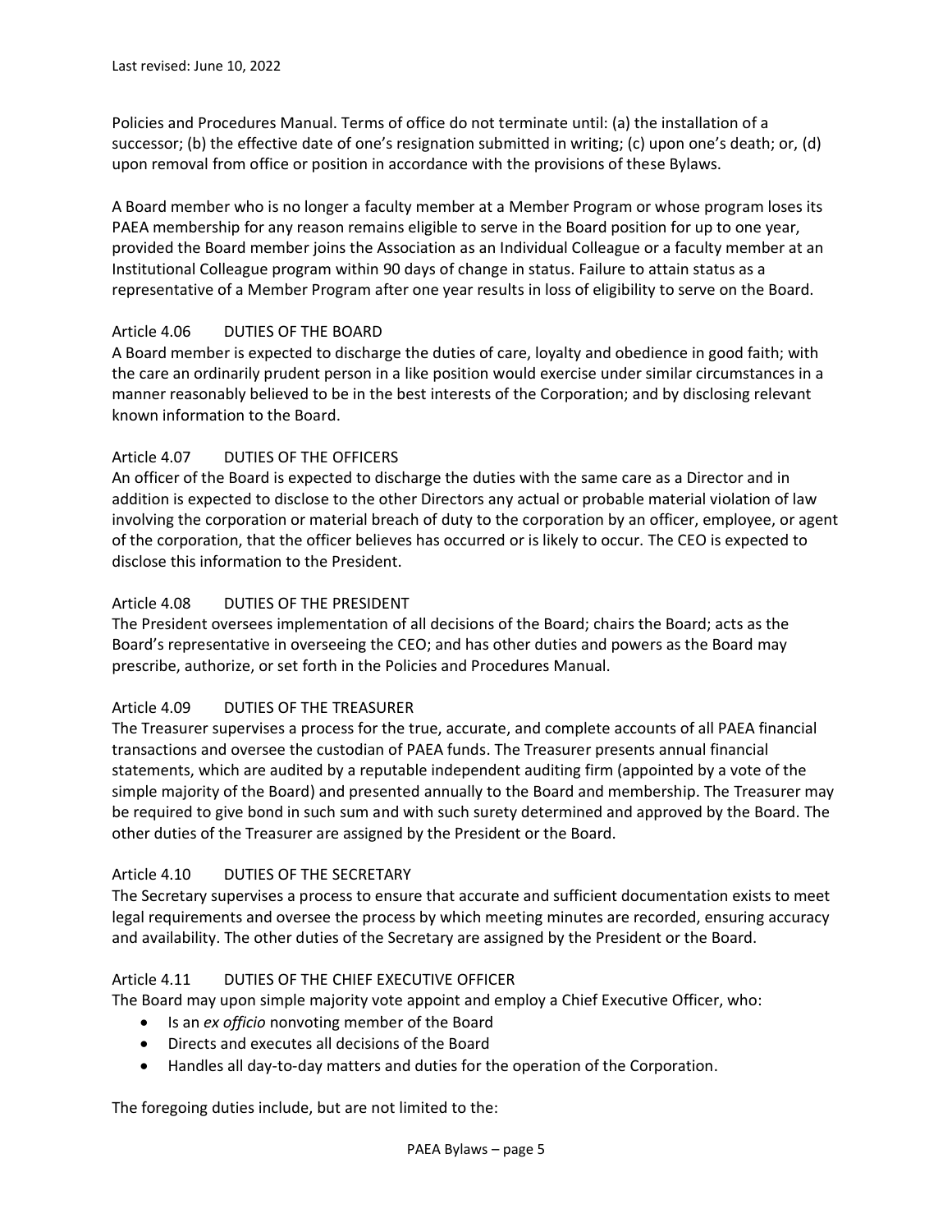Policies and Procedures Manual. Terms of office do not terminate until: (a) the installation of a successor; (b) the effective date of one's resignation submitted in writing; (c) upon one's death; or, (d) upon removal from office or position in accordance with the provisions of these Bylaws.

A Board member who is no longer a faculty member at a Member Program or whose program loses its PAEA membership for any reason remains eligible to serve in the Board position for up to one year, provided the Board member joins the Association as an Individual Colleague or a faculty member at an Institutional Colleague program within 90 days of change in status. Failure to attain status as a representative of a Member Program after one year results in loss of eligibility to serve on the Board.

### Article 4.06 DUTIES OF THE BOARD

A Board member is expected to discharge the duties of care, loyalty and obedience in good faith; with the care an ordinarily prudent person in a like position would exercise under similar circumstances in a manner reasonably believed to be in the best interests of the Corporation; and by disclosing relevant known information to the Board.

### Article 4.07 DUTIES OF THE OFFICERS

An officer of the Board is expected to discharge the duties with the same care as a Director and in addition is expected to disclose to the other Directors any actual or probable material violation of law involving the corporation or material breach of duty to the corporation by an officer, employee, or agent of the corporation, that the officer believes has occurred or is likely to occur. The CEO is expected to disclose this information to the President.

### Article 4.08 DUTIES OF THE PRESIDENT

The President oversees implementation of all decisions of the Board; chairs the Board; acts as the Board's representative in overseeing the CEO; and has other duties and powers as the Board may prescribe, authorize, or set forth in the Policies and Procedures Manual.

### Article 4.09 DUTIES OF THE TREASURER

The Treasurer supervises a process for the true, accurate, and complete accounts of all PAEA financial transactions and oversee the custodian of PAEA funds. The Treasurer presents annual financial statements, which are audited by a reputable independent auditing firm (appointed by a vote of the simple majority of the Board) and presented annually to the Board and membership. The Treasurer may be required to give bond in such sum and with such surety determined and approved by the Board. The other duties of the Treasurer are assigned by the President or the Board.

### Article 4.10 DUTIES OF THE SECRETARY

The Secretary supervises a process to ensure that accurate and sufficient documentation exists to meet legal requirements and oversee the process by which meeting minutes are recorded, ensuring accuracy and availability. The other duties of the Secretary are assigned by the President or the Board.

### Article 4.11 DUTIES OF THE CHIEF EXECUTIVE OFFICER

The Board may upon simple majority vote appoint and employ a Chief Executive Officer, who:

- Is an *ex officio* nonvoting member of the Board
- Directs and executes all decisions of the Board
- Handles all day-to-day matters and duties for the operation of the Corporation.

The foregoing duties include, but are not limited to the: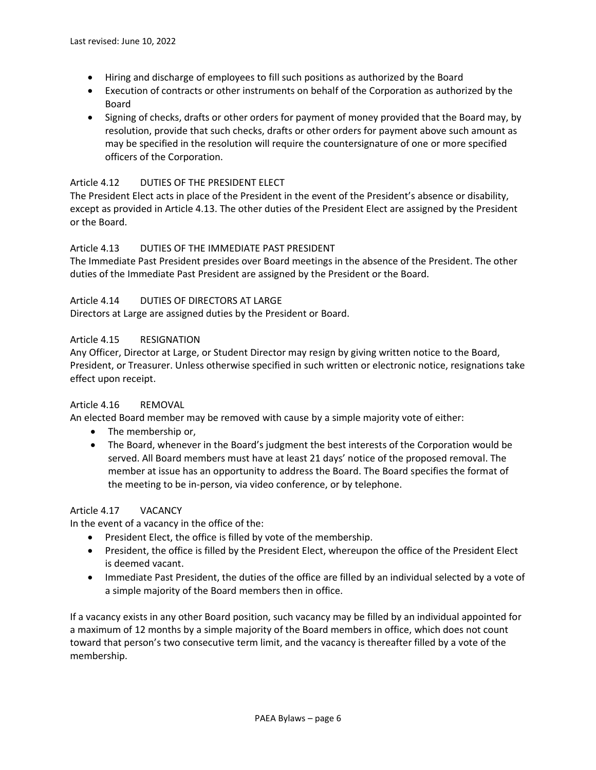- Hiring and discharge of employees to fill such positions as authorized by the Board
- Execution of contracts or other instruments on behalf of the Corporation as authorized by the Board
- Signing of checks, drafts or other orders for payment of money provided that the Board may, by resolution, provide that such checks, drafts or other orders for payment above such amount as may be specified in the resolution will require the countersignature of one or more specified officers of the Corporation.

### Article 4.12 DUTIES OF THE PRESIDENT ELECT

The President Elect acts in place of the President in the event of the President's absence or disability, except as provided in Article 4.13. The other duties of the President Elect are assigned by the President or the Board.

### Article 4.13 DUTIES OF THE IMMEDIATE PAST PRESIDENT

The Immediate Past President presides over Board meetings in the absence of the President. The other duties of the Immediate Past President are assigned by the President or the Board.

### Article 4.14 DUTIES OF DIRECTORS AT LARGE

Directors at Large are assigned duties by the President or Board.

### Article 4.15 RESIGNATION

Any Officer, Director at Large, or Student Director may resign by giving written notice to the Board, President, or Treasurer. Unless otherwise specified in such written or electronic notice, resignations take effect upon receipt.

### Article 4.16 REMOVAL

An elected Board member may be removed with cause by a simple majority vote of either:

- The membership or,
- The Board, whenever in the Board's judgment the best interests of the Corporation would be served. All Board members must have at least 21 days' notice of the proposed removal. The member at issue has an opportunity to address the Board. The Board specifies the format of the meeting to be in-person, via video conference, or by telephone.

### Article 4.17 VACANCY

In the event of a vacancy in the office of the:

- President Elect, the office is filled by vote of the membership.
- President, the office is filled by the President Elect, whereupon the office of the President Elect is deemed vacant.
- Immediate Past President, the duties of the office are filled by an individual selected by a vote of a simple majority of the Board members then in office.

If a vacancy exists in any other Board position, such vacancy may be filled by an individual appointed for a maximum of 12 months by a simple majority of the Board members in office, which does not count toward that person's two consecutive term limit, and the vacancy is thereafter filled by a vote of the membership.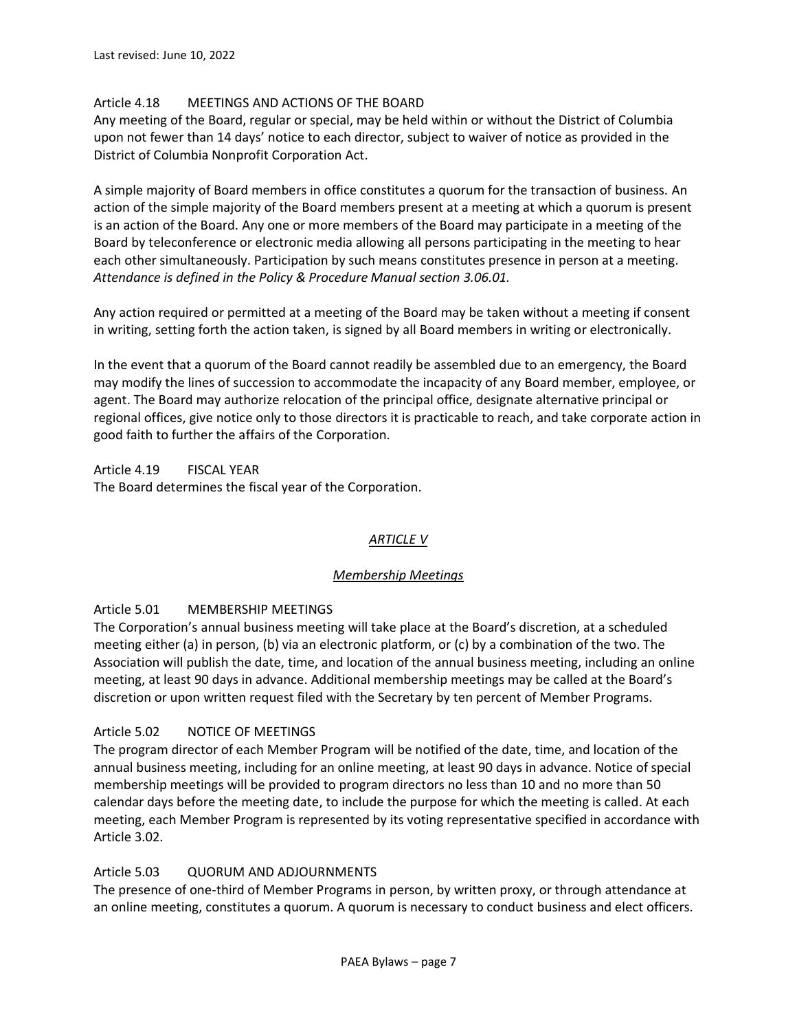Article 4.18 MEETINGS AND ACTIONS OF THE BOARD

Any meeting of the Board, regular or special, may be held within or without the District of Columbia upon not fewer than 14 days' notice to each director, subject to waiver of notice as provided in the District of Columbia Nonprofit Corporation Act.

A simple majority of Board members in office constitutes a quorum for the transaction of business. An action of the simple majority of the Board members present at a meeting at which a quorum is present is an action of the Board. Any one or more members of the Board may participate in a meeting of the Board by teleconference or electronic media allowing all persons participating in the meeting to hear each other simultaneously. Participation by such means constitutes presence in person at a meeting. *Attendance is defined in the Policy & Procedure Manual section 3.06.01.*

Any action required or permitted at a meeting of the Board may be taken without a meeting if consent in writing, setting forth the action taken, is signed by all Board members in writing or electronically.

In the event that a quorum of the Board cannot readily be assembled due to an emergency, the Board may modify the lines of succession to accommodate the incapacity of any Board member, employee, or agent. The Board may authorize relocation of the principal office, designate alternative principal or regional offices, give notice only to those directors it is practicable to reach, and take corporate action in good faith to further the affairs of the Corporation.

Article 4.19 FISCAL YEAR

The Board determines the fiscal year of the Corporation.

## *ARTICLE V*

### *Membership Meetings*

Article 5.01 MEMBERSHIP MEETINGS

The Corporation's annual business meeting will take place at the Board's discretion, at a scheduled meeting either (a) in person, (b) via an electronic platform, or (c) by a combination of the two. The Association will publish the date, time, and location of the annual business meeting, including an online meeting, at least 90 days in advance. Additional membership meetings may be called at the Board's discretion or upon written request filed with the Secretary by ten percent of Member Programs.

Article 5.02 NOTICE OF MEETINGS

The program director of each Member Program will be notified of the date, time, and location of the annual business meeting, including for an online meeting, at least 90 days in advance. Notice of special membership meetings will be provided to program directors no less than 10 and no more than 50 calendar days before the meeting date, to include the purpose for which the meeting is called. At each meeting, each Member Program is represented by its voting representative specified in accordance with Article 3.02.

Article 5.03 QUORUM AND ADJOURNMENTS

The presence of one-third of Member Programs in person, by written proxy, or through attendance at an online meeting, constitutes a quorum. A quorum is necessary to conduct business and elect officers.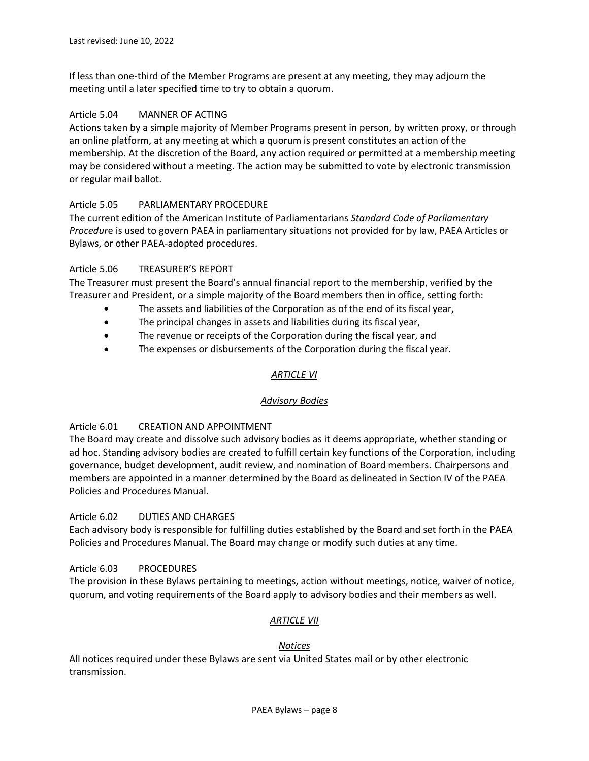If less than one-third of the Member Programs are present at any meeting, they may adjourn the meeting until a later specified time to try to obtain a quorum.

Article 5.04 MANNER OF ACTING

Actions taken by a simple majority of Member Programs present in person, by written proxy, or through an online platform, at any meeting at which a quorum is present constitutes an action of the membership. At the discretion of the Board, any action required or permitted at a membership meeting may be considered without a meeting. The action may be submitted to vote by electronic transmission or regular mail ballot.

Article 5.05 PARLIAMENTARY PROCEDURE

The current edition of the American Institute of Parliamentarians *Standard Code of Parliamentary Procedure* is used to govern PAEA in parliamentary situations not provided for by law, PAEA Articles or Bylaws, or other PAEA-adopted procedures.

Article 5.06 TREASURER'S REPORT

The Treasurer must present the Board's annual financial report to the membership, verified by the Treasurer and President, or a simple majority of the Board members then in office, setting forth:

- The assets and liabilities of the Corporation as of the end of its fiscal year,
- The principal changes in assets and liabilities during its fiscal year,
- The revenue or receipts of the Corporation during the fiscal year, and
- The expenses or disbursements of the Corporation during the fiscal year.

## *ARTICLE VI*

## *Advisory Bodies*

Article 6.01 CREATION AND APPOINTMENT

The Board may create and dissolve such advisory bodies as it deems appropriate, whether standing or ad hoc. Standing advisory bodies are created to fulfill certain key functions of the Corporation, including governance, budget development, audit review, and nomination of Board members. Chairpersons and members are appointed in a manner determined by the Board as delineated in Section IV of the PAEA Policies and Procedures Manual.

Article 6.02 DUTIES AND CHARGES

Each advisory body is responsible for fulfilling duties established by the Board and set forth in the PAEA Policies and Procedures Manual. The Board may change or modify such duties at any time.

Article 6.03 PROCEDURES

The provision in these Bylaws pertaining to meetings, action without meetings, notice, waiver of notice, quorum, and voting requirements of the Board apply to advisory bodies and their members as well.

## *ARTICLE VII*

## *Notices*

All notices required under these Bylaws are sent via United States mail or by other electronic transmission.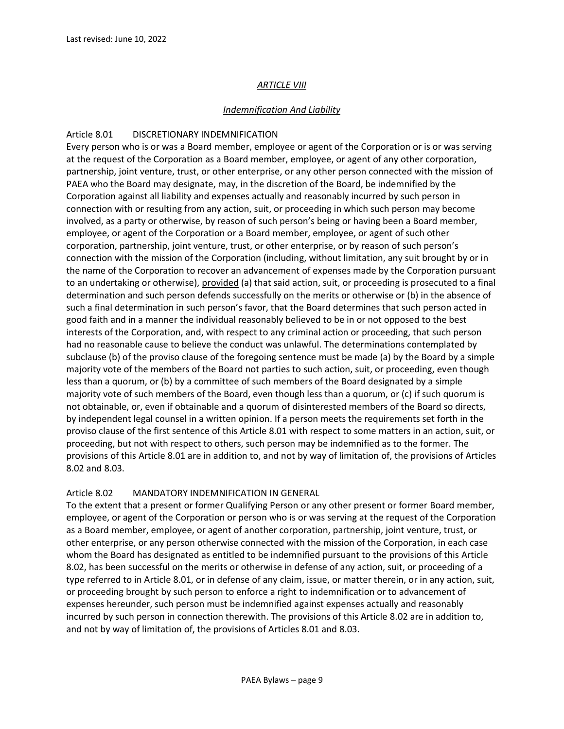Last revised: June 10, 2022

## *ARTICLE VIII*

### *Indemnification And Liability*

Article 8.01 DISCRETIONARY INDEMNIFICATION

Every person who is or was a Board member, employee or agent of the Corporation or is or was serving at the request of the Corporation as a Board member, employee, or agent of any other corporation, partnership, joint venture, trust, or other enterprise, or any other person connected with the mission of PAEA who the Board may designate, may, in the discretion of the Board, be indemnified by the Corporation against all liability and expenses actually and reasonably incurred by such person in connection with or resulting from any action, suit, or proceeding in which such person may become involved, as a party or otherwise, by reason of such person's being or having been a Board member, employee, or agent of the Corporation or a Board member, employee, or agent of such other corporation, partnership, joint venture, trust, or other enterprise, or by reason of such person's connection with the mission of the Corporation (including, without limitation, any suit brought by or in the name of the Corporation to recover an advancement of expenses made by the Corporation pursuant to an undertaking or otherwise), provided (a) that said action, suit, or proceeding is prosecuted to a final determination and such person defends successfully on the merits or otherwise or (b) in the absence of such a final determination in such person's favor, that the Board determines that such person acted in good faith and in a manner the individual reasonably believed to be in or not opposed to the best interests of the Corporation, and, with respect to any criminal action or proceeding, that such person had no reasonable cause to believe the conduct was unlawful. The determinations contemplated by subclause (b) of the proviso clause of the foregoing sentence must be made (a) by the Board by a simple majority vote of the members of the Board not parties to such action, suit, or proceeding, even though less than a quorum, or (b) by a committee of such members of the Board designated by a simple majority vote of such members of the Board, even though less than a quorum, or (c) if such quorum is not obtainable, or, even if obtainable and a quorum of disinterested members of the Board so directs, by independent legal counsel in a written opinion. If a person meets the requirements set forth in the proviso clause of the first sentence of this Article 8.01 with respect to some matters in an action, suit, or proceeding, but not with respect to others, such person may be indemnified as to the former. The provisions of this Article 8.01 are in addition to, and not by way of limitation of, the provisions of Articles 8.02 and 8.03.

Article 8.02 MANDATORY INDEMNIFICATION IN GENERAL

To the extent that a present or former Qualifying Person or any other present or former Board member, employee, or agent of the Corporation or person who is or was serving at the request of the Corporation as a Board member, employee, or agent of another corporation, partnership, joint venture, trust, or other enterprise, or any person otherwise connected with the mission of the Corporation, in each case whom the Board has designated as entitled to be indemnified pursuant to the provisions of this Article 8.02, has been successful on the merits or otherwise in defense of any action, suit, or proceeding of a type referred to in Article 8.01, or in defense of any claim, issue, or matter therein, or in any action, suit, or proceeding brought by such person to enforce a right to indemnification or to advancement of expenses hereunder, such person must be indemnified against expenses actually and reasonably incurred by such person in connection therewith. The provisions of this Article 8.02 are in addition to, and not by way of limitation of, the provisions of Articles 8.01 and 8.03.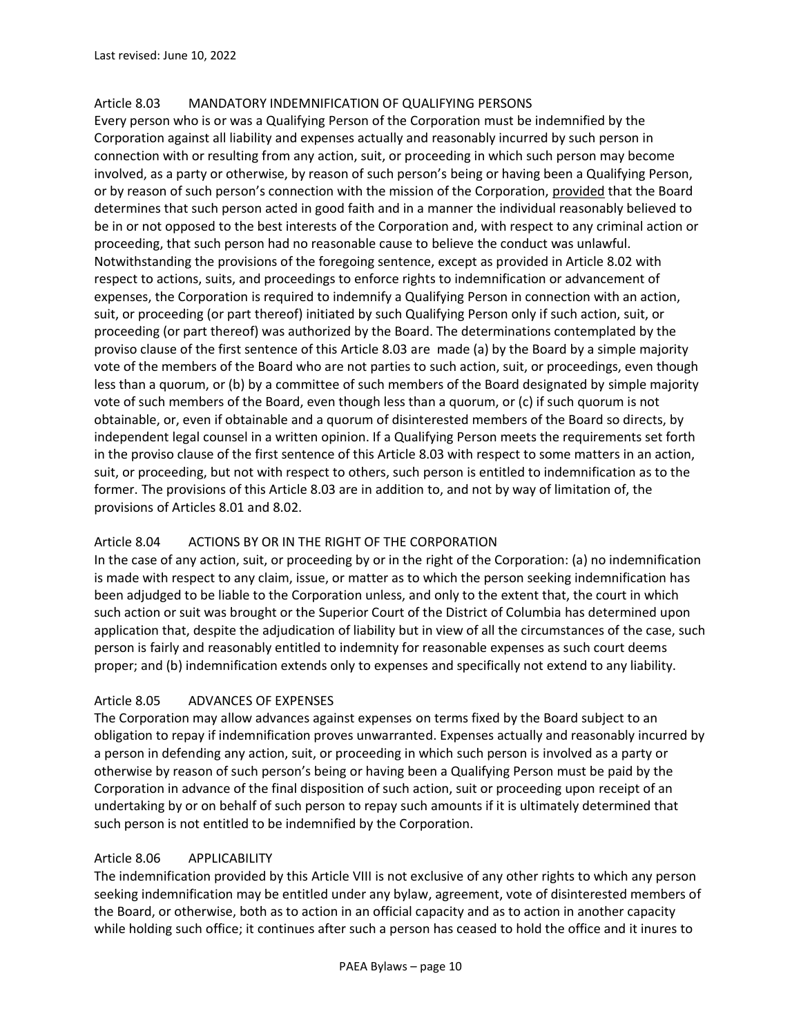### Article 8.03 MANDATORY INDEMNIFICATION OF QUALIFYING PERSONS

Every person who is or was a Qualifying Person of the Corporation must be indemnified by the Corporation against all liability and expenses actually and reasonably incurred by such person in connection with or resulting from any action, suit, or proceeding in which such person may become involved, as a party or otherwise, by reason of such person's being or having been a Qualifying Person, or by reason of such person's connection with the mission of the Corporation, provided that the Board determines that such person acted in good faith and in a manner the individual reasonably believed to be in or not opposed to the best interests of the Corporation and, with respect to any criminal action or proceeding, that such person had no reasonable cause to believe the conduct was unlawful. Notwithstanding the provisions of the foregoing sentence, except as provided in Article 8.02 with respect to actions, suits, and proceedings to enforce rights to indemnification or advancement of expenses, the Corporation is required to indemnify a Qualifying Person in connection with an action, suit, or proceeding (or part thereof) initiated by such Qualifying Person only if such action, suit, or proceeding (or part thereof) was authorized by the Board. The determinations contemplated by the proviso clause of the first sentence of this Article 8.03 are made (a) by the Board by a simple majority vote of the members of the Board who are not parties to such action, suit, or proceedings, even though less than a quorum, or (b) by a committee of such members of the Board designated by simple majority vote of such members of the Board, even though less than a quorum, or (c) if such quorum is not obtainable, or, even if obtainable and a quorum of disinterested members of the Board so directs, by independent legal counsel in a written opinion. If a Qualifying Person meets the requirements set forth in the proviso clause of the first sentence of this Article 8.03 with respect to some matters in an action, suit, or proceeding, but not with respect to others, such person is entitled to indemnification as to the former. The provisions of this Article 8.03 are in addition to, and not by way of limitation of, the provisions of Articles 8.01 and 8.02.

### Article 8.04 ACTIONS BY OR IN THE RIGHT OF THE CORPORATION

In the case of any action, suit, or proceeding by or in the right of the Corporation: (a) no indemnification is made with respect to any claim, issue, or matter as to which the person seeking indemnification has been adjudged to be liable to the Corporation unless, and only to the extent that, the court in which such action or suit was brought or the Superior Court of the District of Columbia has determined upon application that, despite the adjudication of liability but in view of all the circumstances of the case, such person is fairly and reasonably entitled to indemnity for reasonable expenses as such court deems proper; and (b) indemnification extends only to expenses and specifically not extend to any liability.

### Article 8.05 ADVANCES OF EXPENSES

The Corporation may allow advances against expenses on terms fixed by the Board subject to an obligation to repay if indemnification proves unwarranted. Expenses actually and reasonably incurred by a person in defending any action, suit, or proceeding in which such person is involved as a party or otherwise by reason of such person's being or having been a Qualifying Person must be paid by the Corporation in advance of the final disposition of such action, suit or proceeding upon receipt of an undertaking by or on behalf of such person to repay such amounts if it is ultimately determined that such person is not entitled to be indemnified by the Corporation.

### Article 8.06 APPLICABILITY

The indemnification provided by this Article VIII is not exclusive of any other rights to which any person seeking indemnification may be entitled under any bylaw, agreement, vote of disinterested members of the Board, or otherwise, both as to action in an official capacity and as to action in another capacity while holding such office; it continues after such a person has ceased to hold the office and it inures to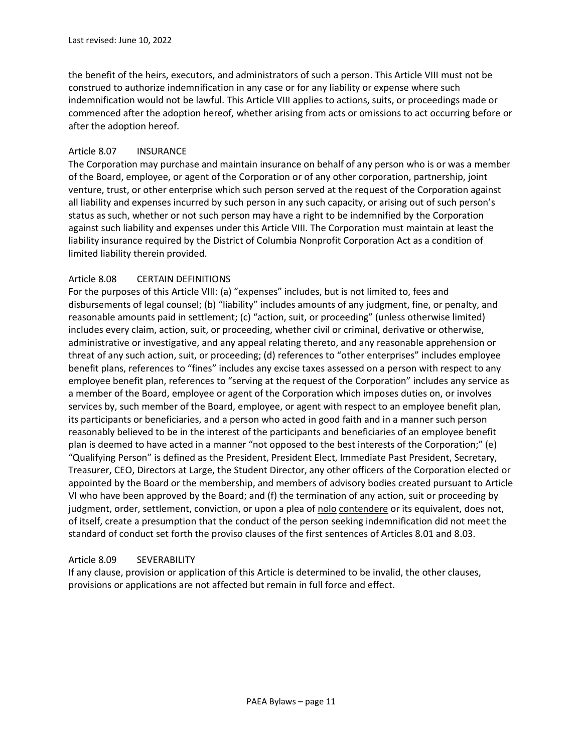the benefit of the heirs, executors, and administrators of such a person. This Article VIII must not be construed to authorize indemnification in any case or for any liability or expense where such indemnification would not be lawful. This Article VIII applies to actions, suits, or proceedings made or commenced after the adoption hereof, whether arising from acts or omissions to act occurring before or after the adoption hereof.

### Article 8.07 INSURANCE

The Corporation may purchase and maintain insurance on behalf of any person who is or was a member of the Board, employee, or agent of the Corporation or of any other corporation, partnership, joint venture, trust, or other enterprise which such person served at the request of the Corporation against all liability and expenses incurred by such person in any such capacity, or arising out of such person's status as such, whether or not such person may have a right to be indemnified by the Corporation against such liability and expenses under this Article VIII. The Corporation must maintain at least the liability insurance required by the District of Columbia Nonprofit Corporation Act as a condition of limited liability therein provided.

### Article 8.08 CERTAIN DEFINITIONS

For the purposes of this Article VIII: (a) "expenses" includes, but is not limited to, fees and disbursements of legal counsel; (b) "liability" includes amounts of any judgment, fine, or penalty, and reasonable amounts paid in settlement; (c) "action, suit, or proceeding" (unless otherwise limited) includes every claim, action, suit, or proceeding, whether civil or criminal, derivative or otherwise, administrative or investigative, and any appeal relating thereto, and any reasonable apprehension or threat of any such action, suit, or proceeding; (d) references to "other enterprises" includes employee benefit plans, references to "fines" includes any excise taxes assessed on a person with respect to any employee benefit plan, references to "serving at the request of the Corporation" includes any service as a member of the Board, employee or agent of the Corporation which imposes duties on, or involves services by, such member of the Board, employee, or agent with respect to an employee benefit plan, its participants or beneficiaries, and a person who acted in good faith and in a manner such person reasonably believed to be in the interest of the participants and beneficiaries of an employee benefit plan is deemed to have acted in a manner "not opposed to the best interests of the Corporation;" (e) "Qualifying Person" is defined as the President, President Elect, Immediate Past President, Secretary, Treasurer, CEO, Directors at Large, the Student Director, any other officers of the Corporation elected or appointed by the Board or the membership, and members of advisory bodies created pursuant to Article VI who have been approved by the Board; and (f) the termination of any action, suit or proceeding by judgment, order, settlement, conviction, or upon a plea of nolo contendere or its equivalent, does not, of itself, create a presumption that the conduct of the person seeking indemnification did not meet the standard of conduct set forth the proviso clauses of the first sentences of Articles 8.01 and 8.03.

### Article 8.09 SEVERABILITY

If any clause, provision or application of this Article is determined to be invalid, the other clauses, provisions or applications are not affected but remain in full force and effect.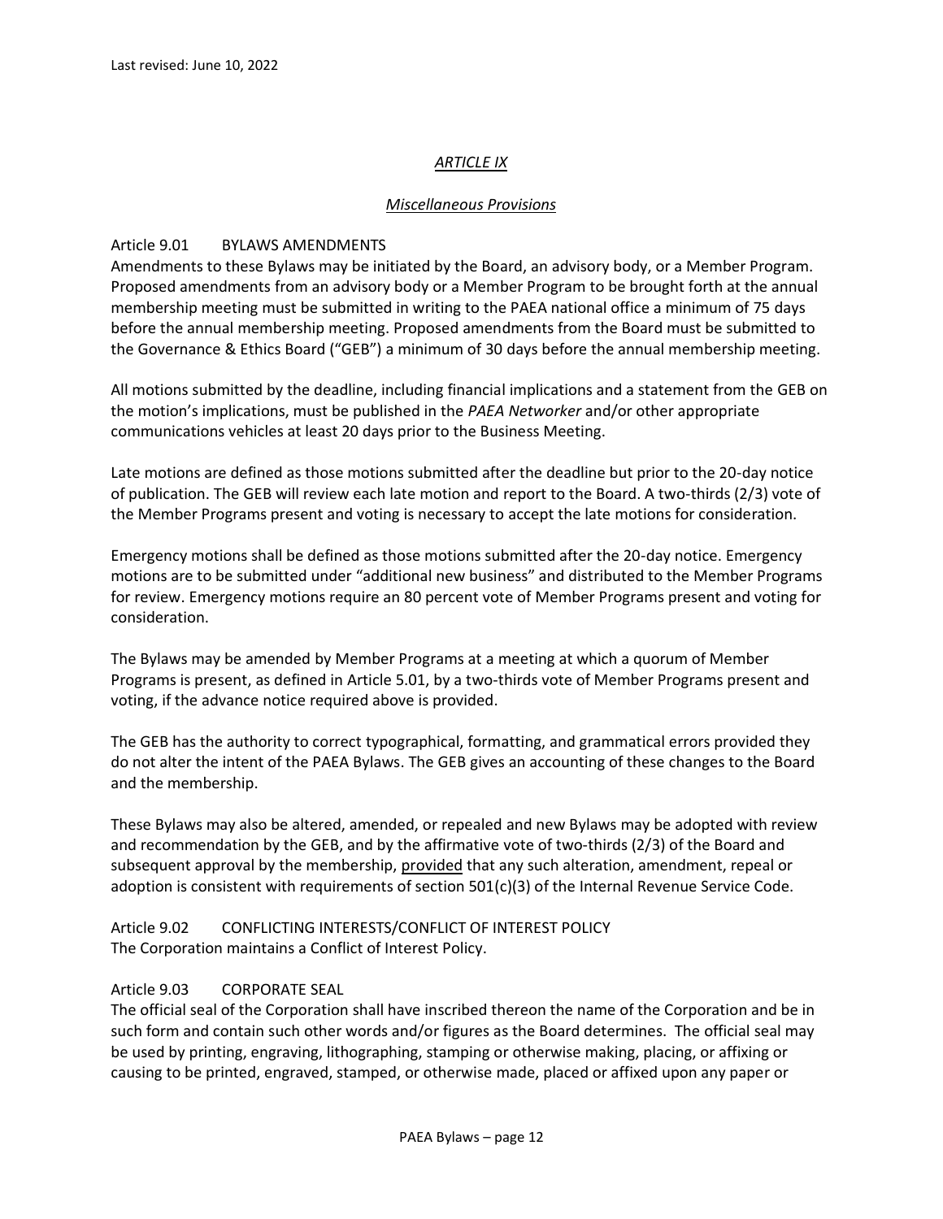## *ARTICLE IX*

### *Miscellaneous Provisions*

Article 9.01 BYLAWS AMENDMENTS

Amendments to these Bylaws may be initiated by the Board, an advisory body, or a Member Program. Proposed amendments from an advisory body or a Member Program to be brought forth at the annual membership meeting must be submitted in writing to the PAEA national office a minimum of 75 days before the annual membership meeting. Proposed amendments from the Board must be submitted to the Governance & Ethics Board ("GEB") a minimum of 30 days before the annual membership meeting.

All motions submitted by the deadline, including financial implications and a statement from the GEB on the motion's implications, must be published in the *PAEA Networker* and/or other appropriate communications vehicles at least 20 days prior to the Business Meeting.

Late motions are defined as those motions submitted after the deadline but prior to the 20-day notice of publication. The GEB will review each late motion and report to the Board. A two-thirds (2/3) vote of the Member Programs present and voting is necessary to accept the late motions for consideration.

Emergency motions shall be defined as those motions submitted after the 20-day notice. Emergency motions are to be submitted under "additional new business" and distributed to the Member Programs for review. Emergency motions require an 80 percent vote of Member Programs present and voting for consideration.

The Bylaws may be amended by Member Programs at a meeting at which a quorum of Member Programs is present, as defined in Article 5.01, by a two-thirds vote of Member Programs present and voting, if the advance notice required above is provided.

The GEB has the authority to correct typographical, formatting, and grammatical errors provided they do not alter the intent of the PAEA Bylaws. The GEB gives an accounting of these changes to the Board and the membership.

These Bylaws may also be altered, amended, or repealed and new Bylaws may be adopted with review and recommendation by the GEB, and by the affirmative vote of two-thirds (2/3) of the Board and subsequent approval by the membership, provided that any such alteration, amendment, repeal or adoption is consistent with requirements of section 501(c)(3) of the Internal Revenue Service Code.

Article 9.02 CONFLICTING INTERESTS/CONFLICT OF INTEREST POLICY

The Corporation maintains a Conflict of Interest Policy.

Article 9.03 CORPORATE SEAL

The official seal of the Corporation shall have inscribed thereon the name of the Corporation and be in such form and contain such other words and/or figures as the Board determines. The official seal may be used by printing, engraving, lithographing, stamping or otherwise making, placing, or affixing or causing to be printed, engraved, stamped, or otherwise made, placed or affixed upon any paper or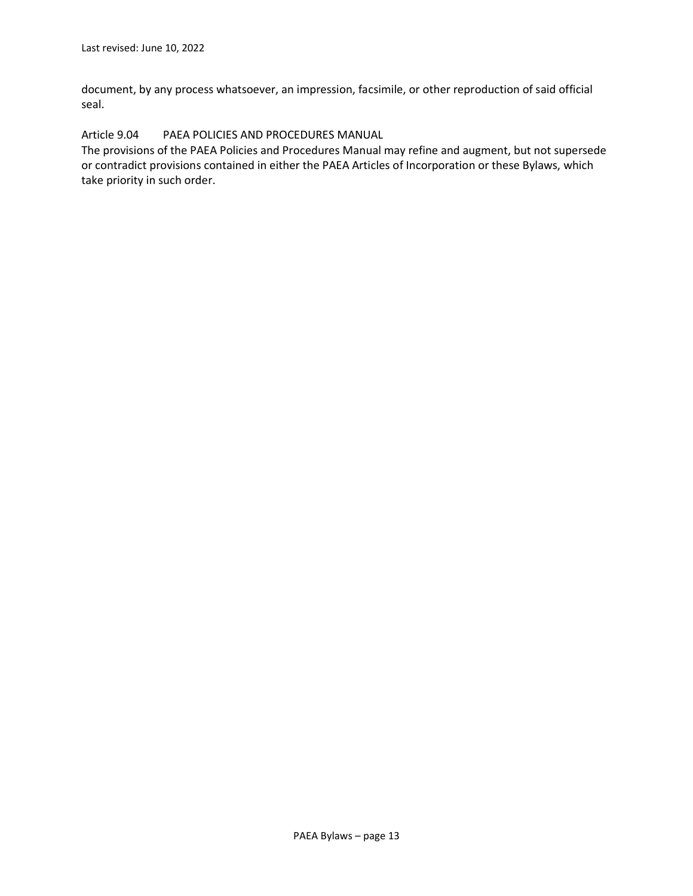document, by any process whatsoever, an impression, facsimile, or other reproduction of said official seal.

### Article 9.04 PAEA POLICIES AND PROCEDURES MANUAL

The provisions of the PAEA Policies and Procedures Manual may refine and augment, but not supersede or contradict provisions contained in either the PAEA Articles of Incorporation or these Bylaws, which take priority in such order.